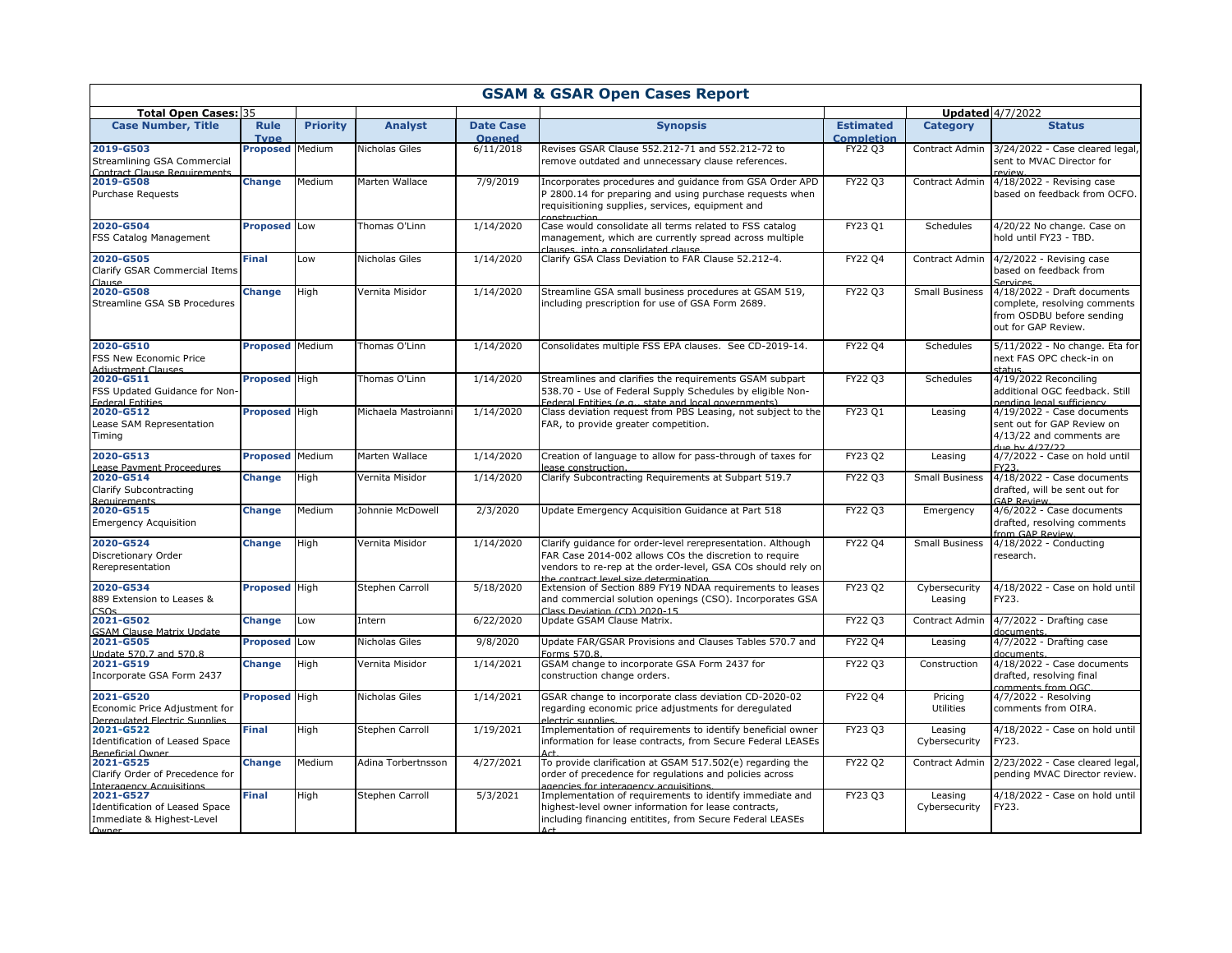# GSAM & GSAR Open Cases Report

**Total Open Cases:** 35

**Updated** 4/7/2022

| Case Number, Title | Rule Type | Priority | Analyst | Date Case Opened | Synopsis | Estimated Completion | Category | Status |
|---|---|---|---|---|---|---|---|---|
| **2019-G503** Streamlining GSA Commercial Contract Clause Requirements | **Proposed** | Medium | Nicholas Giles | 6/11/2018 | Revises GSAR Clause 552.212-71 and 552.212-72 to remove outdated and unnecessary clause references. | FY22 Q3 | Contract Admin | 3/24/2022 - Case cleared legal, sent to MVAC Director for review. |
| **2019-G508** Purchase Requests | **Change** | Medium | Marten Wallace | 7/9/2019 | Incorporates procedures and guidance from GSA Order APD P 2800.14 for preparing and using purchase requests when requisitioning supplies, services, equipment and construction. | FY22 Q3 | Contract Admin | 4/18/2022 - Revising case based on feedback from OCFO. |
| **2020-G504** FSS Catalog Management | **Proposed** | Low | Thomas O'Linn | 1/14/2020 | Case would consolidate all terms related to FSS catalog management, which are currently spread across multiple clauses, into a consolidated clause. | FY23 Q1 | Schedules | 4/20/22 No change. Case on hold until FY23 - TBD. |
| **2020-G505** Clarify GSAR Commercial Items Clause | **Final** | Low | Nicholas Giles | 1/14/2020 | Clarify GSA Class Deviation to FAR Clause 52.212-4. | FY22 Q4 | Contract Admin | 4/2/2022 - Revising case based on feedback from Services. |
| **2020-G508** Streamline GSA SB Procedures | **Change** | High | Vernita Misidor | 1/14/2020 | Streamline GSA small business procedures at GSAM 519, including prescription for use of GSA Form 2689. | FY22 Q3 | Small Business | 4/18/2022 - Draft documents complete, resolving comments from OSDBU before sending out for GAP Review. |
| **2020-G510** FSS New Economic Price Adjustment Clauses | **Proposed** | Medium | Thomas O'Linn | 1/14/2020 | Consolidates multiple FSS EPA clauses. See CD-2019-14. | FY22 Q4 | Schedules | 5/11/2022 - No change. Eta for next FAS OPC check-in on status. |
| **2020-G511** FSS Updated Guidance for Non-Federal Entities | **Proposed** | High | Thomas O'Linn | 1/14/2020 | Streamlines and clarifies the requirements GSAM subpart 538.70 - Use of Federal Supply Schedules by eligible Non-Federal Entities (e.g., state and local governments). | FY22 Q3 | Schedules | 4/19/2022 Reconciling additional OGC feedback. Still pending legal sufficiency. |
| **2020-G512** Lease SAM Representation Timing | **Proposed** | High | Michaela Mastroianni | 1/14/2020 | Class deviation request from PBS Leasing, not subject to the FAR, to provide greater competition. | FY23 Q1 | Leasing | 4/19/2022 - Case documents sent out for GAP Review on 4/13/22 and comments are due by 4/27/22. |
| **2020-G513** Lease Payment Proceedures | **Proposed** | Medium | Marten Wallace | 1/14/2020 | Creation of language to allow for pass-through of taxes for lease construction. | FY23 Q2 | Leasing | 4/7/2022 - Case on hold until FY23. |
| **2020-G514** Clarify Subcontracting Requirements | **Change** | High | Vernita Misidor | 1/14/2020 | Clarify Subcontracting Requirements at Subpart 519.7 | FY22 Q3 | Small Business | 4/18/2022 - Case documents drafted, will be sent out for GAP Review. |
| **2020-G515** Emergency Acquisition | **Change** | Medium | Johnnie McDowell | 2/3/2020 | Update Emergency Acquisition Guidance at Part 518 | FY22 Q3 | Emergency | 4/6/2022 - Case documents drafted, resolving comments from GAP Review. |
| **2020-G524** Discretionary Order Rerepresentation | **Change** | High | Vernita Misidor | 1/14/2020 | Clarify guidance for order-level rerepresentation. Although FAR Case 2014-002 allows COs the discretion to require vendors to re-rep at the order-level, GSA COs should rely on the contract level size determination. | FY22 Q4 | Small Business | 4/18/2022 - Conducting research. |
| **2020-G534** 889 Extension to Leases & CSOs | **Proposed** | High | Stephen Carroll | 5/18/2020 | Extension of Section 889 FY19 NDAA requirements to leases and commercial solution openings (CSO). Incorporates GSA Class Deviation (CD) 2020-15 | FY23 Q2 | Cybersecurity Leasing | 4/18/2022 - Case on hold until FY23. |
| **2021-G502** GSAM Clause Matrix Update | **Change** | Low | Intern | 6/22/2020 | Update GSAM Clause Matrix. | FY22 Q3 | Contract Admin | 4/7/2022 - Drafting case documents. |
| **2021-G505** Update 570.7 and 570.8 | **Proposed** | Low | Nicholas Giles | 9/8/2020 | Update FAR/GSAR Provisions and Clauses Tables 570.7 and Forms 570.8. | FY22 Q4 | Leasing | 4/7/2022 - Drafting case documents. |
| **2021-G519** Incorporate GSA Form 2437 | **Change** | High | Vernita Misidor | 1/14/2021 | GSAM change to incorporate GSA Form 2437 for construction change orders. | FY22 Q3 | Construction | 4/18/2022 - Case documents drafted, resolving final comments from OGC. |
| **2021-G520** Economic Price Adjustment for Deregulated Electric Supplies | **Proposed** | High | Nicholas Giles | 1/14/2021 | GSAR change to incorporate class deviation CD-2020-02 regarding economic price adjustments for deregulated electric supplies. | FY22 Q4 | Pricing Utilities | 4/7/2022 - Resolving comments from OIRA. |
| **2021-G522** Identification of Leased Space Beneficial Owner | **Final** | High | Stephen Carroll | 1/19/2021 | Implementation of requirements to identify beneficial owner information for lease contracts, from Secure Federal LEASEs Act. | FY23 Q3 | Leasing Cybersecurity | 4/18/2022 - Case on hold until FY23. |
| **2021-G525** Clarify Order of Precedence for Interagency Acquisitions | **Change** | Medium | Adina Torbertnsson | 4/27/2021 | To provide clarification at GSAM 517.502(e) regarding the order of precedence for regulations and policies across agencies for interagency acquisitions. | FY22 Q2 | Contract Admin | 2/23/2022 - Case cleared legal, pending MVAC Director review. |
| **2021-G527** Identification of Leased Space Immediate & Highest-Level Owner | **Final** | High | Stephen Carroll | 5/3/2021 | Implementation of requirements to identify immediate and highest-level owner information for lease contracts, including financing entitites, from Secure Federal LEASEs Act. | FY23 Q3 | Leasing Cybersecurity | 4/18/2022 - Case on hold until FY23. |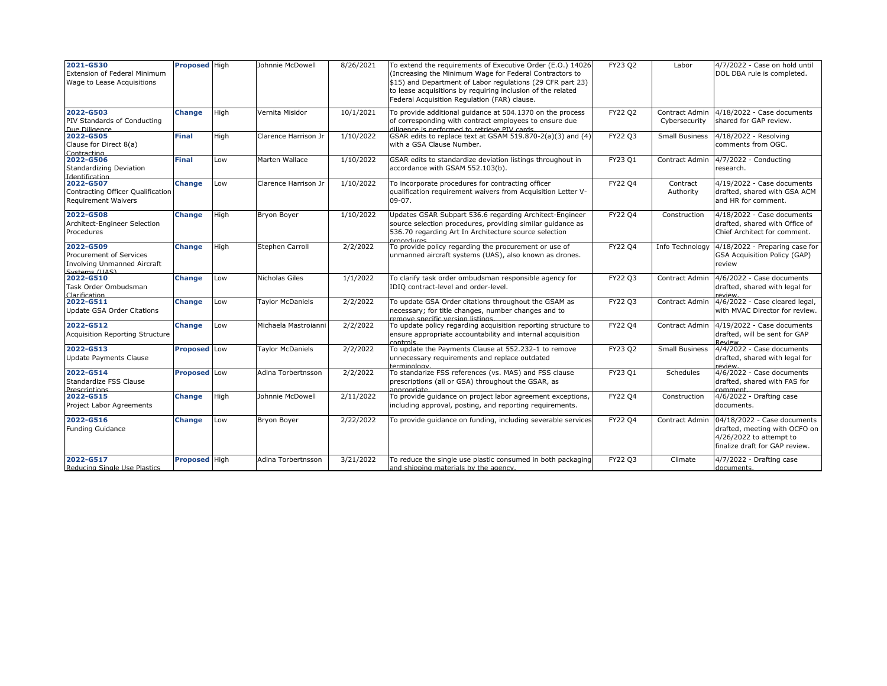| | | | | | | | | |
|---|---|---|---|---|---|---|---|---|
| **2021-G530** Extension of Federal Minimum Wage to Lease Acquisitions | **Proposed** | High | Johnnie McDowell | 8/26/2021 | To extend the requirements of Executive Order (E.O.) 14026 (Increasing the Minimum Wage for Federal Contractors to $15) and Department of Labor regulations (29 CFR part 23) to lease acquisitions by requiring inclusion of the related Federal Acquisition Regulation (FAR) clause. | FY23 Q2 | Labor | 4/7/2022 - Case on hold until DOL DBA rule is completed. |
| **2022-G503** PIV Standards of Conducting Due Diligence | **Change** | High | Vernita Misidor | 10/1/2021 | To provide additional guidance at 504.1370 on the process of corresponding with contract employees to ensure due diligence is performed to retrieve PIV cards. | FY22 Q2 | Contract Admin Cybersecurity | 4/18/2022 - Case documents shared for GAP review. |
| **2022-G505** Clause for Direct 8(a) Contracting | **Final** | High | Clarence Harrison Jr | 1/10/2022 | GSAR edits to replace text at GSAM 519.870-2(a)(3) and (4) with a GSA Clause Number. | FY22 Q3 | Small Business | 4/18/2022 - Resolving comments from OGC. |
| **2022-G506** Standardizing Deviation Identification | **Final** | Low | Marten Wallace | 1/10/2022 | GSAR edits to standardize deviation listings throughout in accordance with GSAM 552.103(b). | FY23 Q1 | Contract Admin | 4/7/2022 - Conducting research. |
| **2022-G507** Contracting Officer Qualification Requirement Waivers | **Change** | Low | Clarence Harrison Jr | 1/10/2022 | To incorporate procedures for contracting officer qualification requirement waivers from Acquisition Letter V-09-07. | FY22 Q4 | Contract Authority | 4/19/2022 - Case documents drafted, shared with GSA ACM and HR for comment. |
| **2022-G508** Architect-Engineer Selection Procedures | **Change** | High | Bryon Boyer | 1/10/2022 | Updates GSAR Subpart 536.6 regarding Architect-Engineer source selection procedures, providing similar guidance as 536.70 regarding Art In Architecture source selection procedures. | FY22 Q4 | Construction | 4/18/2022 - Case documents drafted, shared with Office of Chief Architect for comment. |
| **2022-G509** Procurement of Services Involving Unmanned Aircraft Systems (UAS) | **Change** | High | Stephen Carroll | 2/2/2022 | To provide policy regarding the procurement or use of unmanned aircraft systems (UAS), also known as drones. | FY22 Q4 | Info Technology | 4/18/2022 - Preparing case for GSA Acquisition Policy (GAP) review |
| **2022-G510** Task Order Ombudsman Clarification | **Change** | Low | Nicholas Giles | 1/1/2022 | To clarify task order ombudsman responsible agency for IDIQ contract-level and order-level. | FY22 Q3 | Contract Admin | 4/6/2022 - Case documents drafted, shared with legal for review. |
| **2022-G511** Update GSA Order Citations | **Change** | Low | Taylor McDaniels | 2/2/2022 | To update GSA Order citations throughout the GSAM as necessary; for title changes, number changes and to remove specific version listings. | FY22 Q3 | Contract Admin | 4/6/2022 - Case cleared legal, with MVAC Director for review. |
| **2022-G512** Acquisition Reporting Structure | **Change** | Low | Michaela Mastroianni | 2/2/2022 | To update policy regarding acquisition reporting structure to ensure appropriate accountability and internal acquisition controls. | FY22 Q4 | Contract Admin | 4/19/2022 - Case documents drafted, will be sent for GAP Review. |
| **2022-G513** Update Payments Clause | **Proposed** | Low | Taylor McDaniels | 2/2/2022 | To update the Payments Clause at 552.232-1 to remove unnecessary requirements and replace outdated terminology. | FY23 Q2 | Small Business | 4/4/2022 - Case documents drafted, shared with legal for review. |
| **2022-G514** Standardize FSS Clause Prescriptions | **Proposed** | Low | Adina Torbertnsson | 2/2/2022 | To standarize FSS references (vs. MAS) and FSS clause prescriptions (all or GSA) throughout the GSAR, as appropriate. | FY23 Q1 | Schedules | 4/6/2022 - Case documents drafted, shared with FAS for comment. |
| **2022-G515** Project Labor Agreements | **Change** | High | Johnnie McDowell | 2/11/2022 | To provide guidance on project labor agreement exceptions, including approval, posting, and reporting requirements. | FY22 Q4 | Construction | 4/6/2022 - Drafting case documents. |
| **2022-G516** Funding Guidance | **Change** | Low | Bryon Boyer | 2/22/2022 | To provide guidance on funding, including severable services | FY22 Q4 | Contract Admin | 04/18/2022 - Case documents drafted, meeting with OCFO on 4/26/2022 to attempt to finalize draft for GAP review. |
| **2022-G517** Reducing Single Use Plastics | **Proposed** | High | Adina Torbertnsson | 3/21/2022 | To reduce the single use plastic consumed in both packaging and shipping materials by the agency. | FY22 Q3 | Climate | 4/7/2022 - Drafting case documents. |